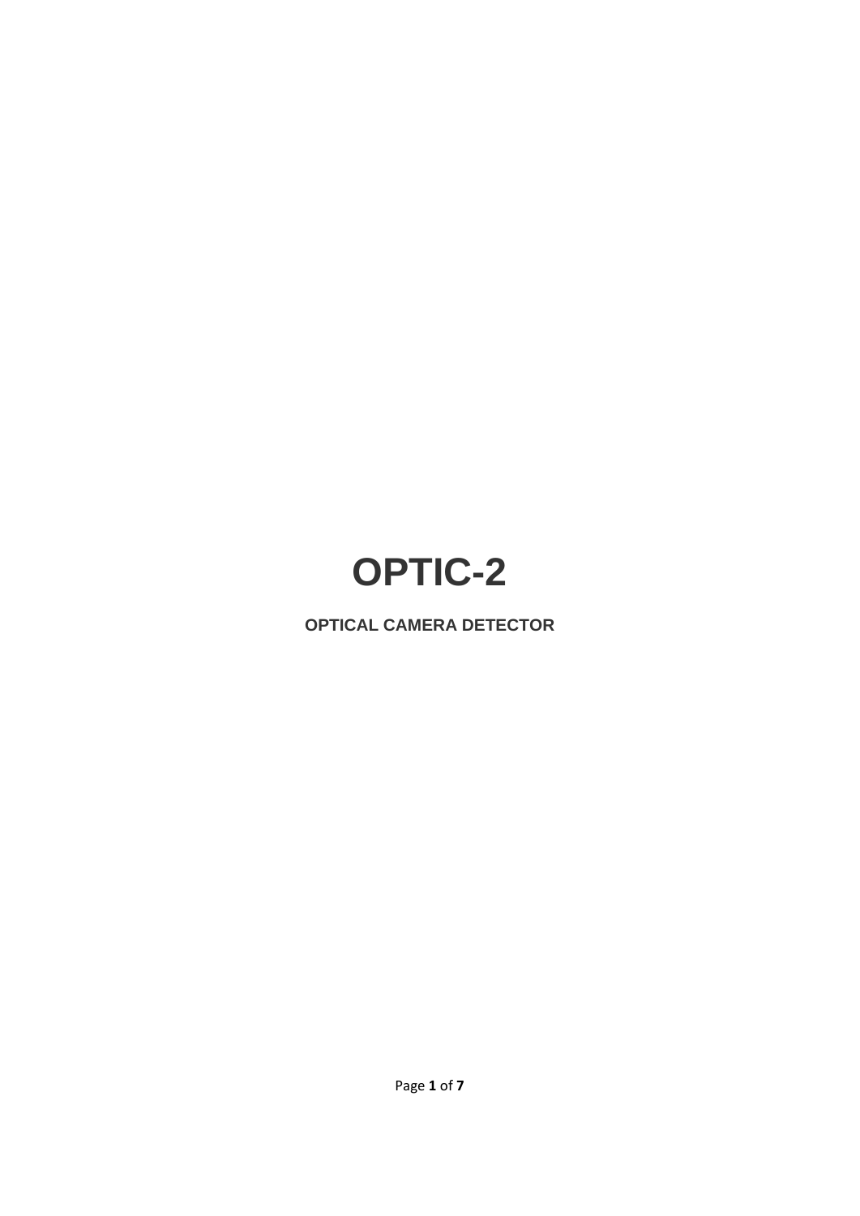# OPTIC-2

**OPTICAL CAMERA DETECTOR**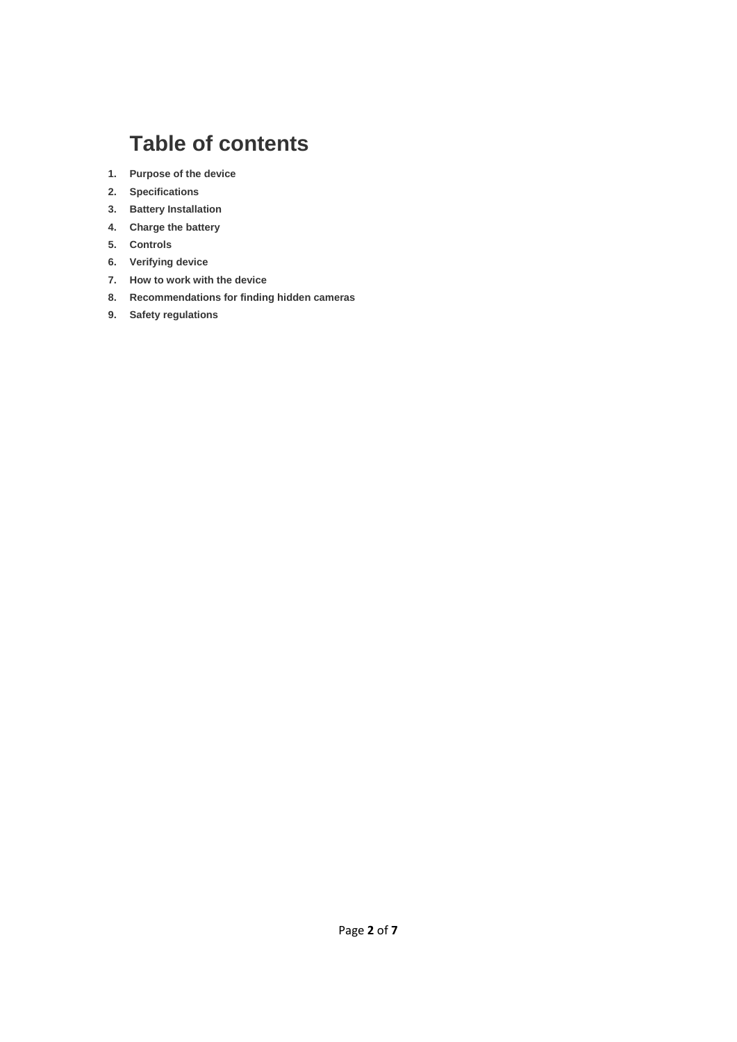# Table of contents

1. **Purpose of the device**
2. **Specifications**
3. **Battery Installation**
4. **Charge the battery**
5. **Controls**
6. **Verifying device**
7. **How to work with the device**
8. **Recommendations for finding hidden cameras**
9. **Safety regulations**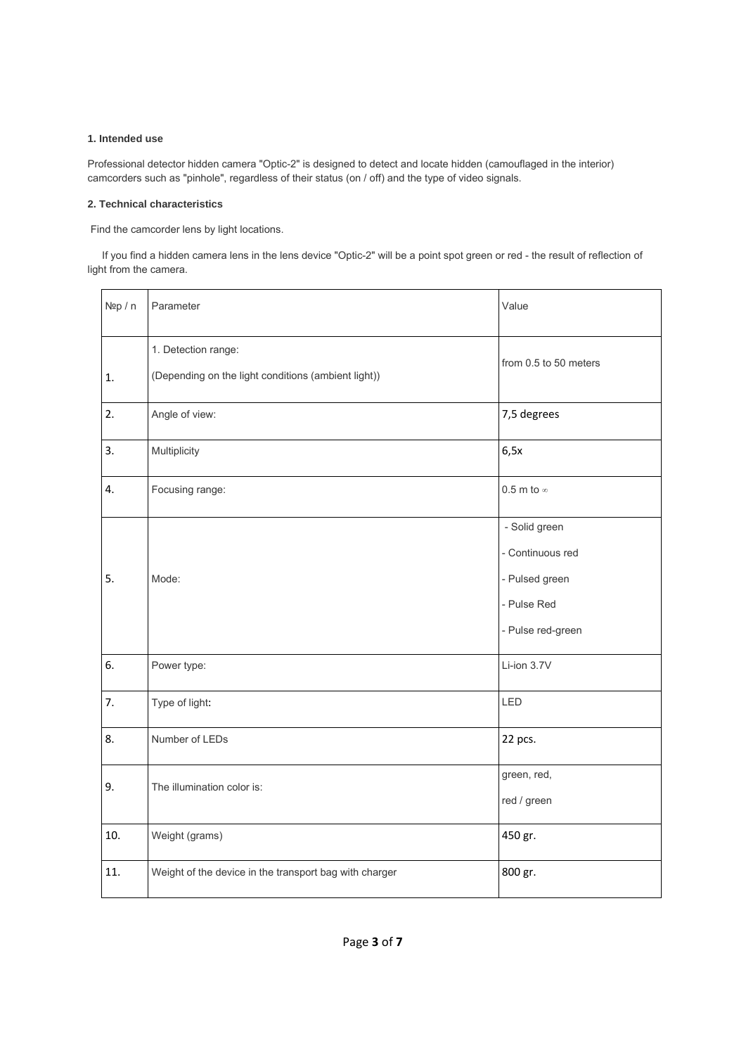**1. Intended use**

Professional detector hidden camera "Optic-2" is designed to detect and locate hidden (camouflaged in the interior) camcorders such as "pinhole", regardless of their status (on / off) and the type of video signals.

**2. Technical characteristics**

Find the camcorder lens by light locations.

If you find a hidden camera lens in the lens device "Optic-2" will be a point spot green or red - the result of reflection of light from the camera.

| №р / n | Parameter | Value |
|---|---|---|
| 1. | 1. Detection range:<br>(Depending on the light conditions (ambient light)) | from 0.5 to 50 meters |
| 2. | Angle of view: | 7,5 degrees |
| 3. | Multiplicity | 6,5x |
| 4. | Focusing range: | 0.5 m to ∞ |
| 5. | Mode: | - Solid green<br>- Continuous red<br>- Pulsed green<br>- Pulse Red<br>- Pulse red-green |
| 6. | Power type: | Li-ion 3.7V |
| 7. | Type of light: | LED |
| 8. | Number of LEDs | 22 pcs. |
| 9. | The illumination color is: | green, red,<br>red / green |
| 10. | Weight (grams) | 450 gr. |
| 11. | Weight of the device in the transport bag with charger | 800 gr. |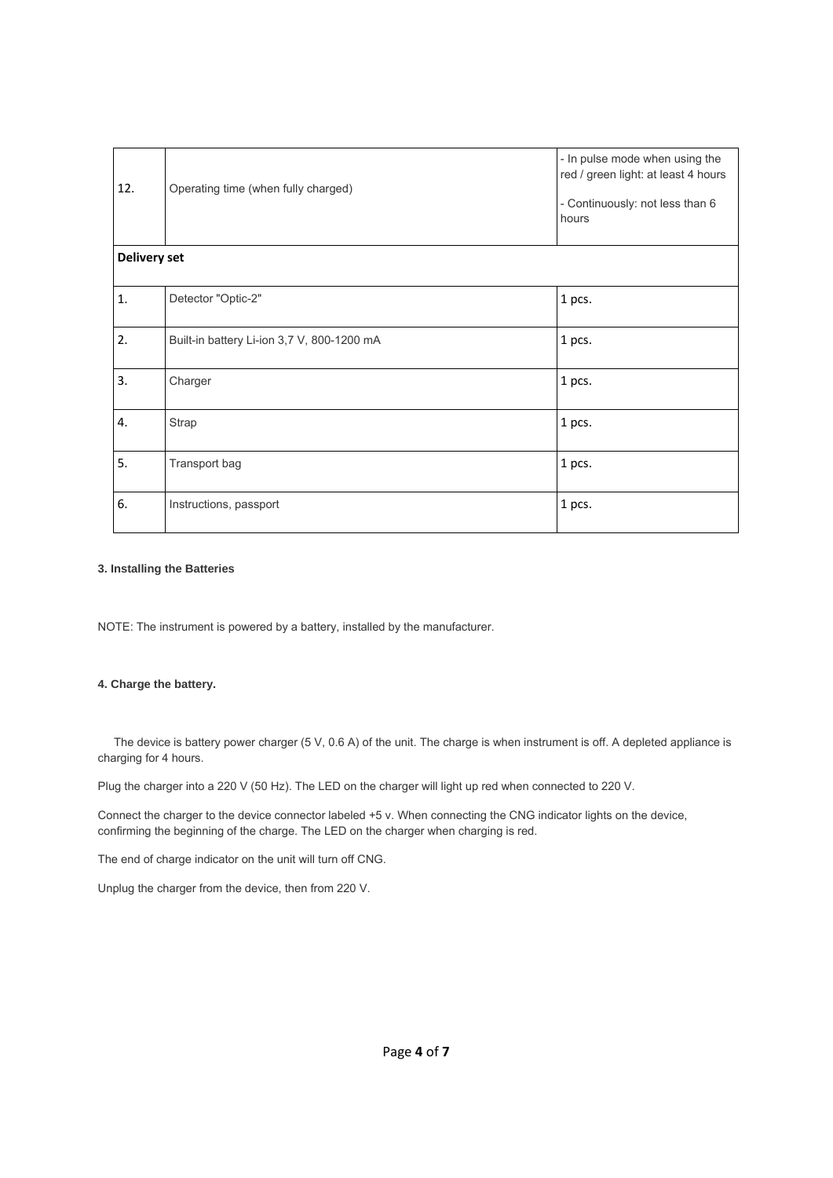| 12. | Operating time (when fully charged) | - In pulse mode when using the red / green light: at least 4 hours<br><br>- Continuously: not less than 6 hours |
|---|---|---|
| **Delivery set** | | |
| 1. | Detector "Optic-2" | 1 pcs. |
| 2. | Built-in battery Li-ion 3,7 V, 800-1200 mA | 1 pcs. |
| 3. | Charger | 1 pcs. |
| 4. | Strap | 1 pcs. |
| 5. | Transport bag | 1 pcs. |
| 6. | Instructions, passport | 1 pcs. |

### 3. Installing the Batteries

NOTE: The instrument is powered by a battery, installed by the manufacturer.

### 4. Charge the battery.

The device is battery power charger (5 V, 0.6 A) of the unit. The charge is when instrument is off. A depleted appliance is charging for 4 hours.

Plug the charger into a 220 V (50 Hz). The LED on the charger will light up red when connected to 220 V.

Connect the charger to the device connector labeled +5 v. When connecting the CNG indicator lights on the device, confirming the beginning of the charge. The LED on the charger when charging is red.

The end of charge indicator on the unit will turn off CNG.

Unplug the charger from the device, then from 220 V.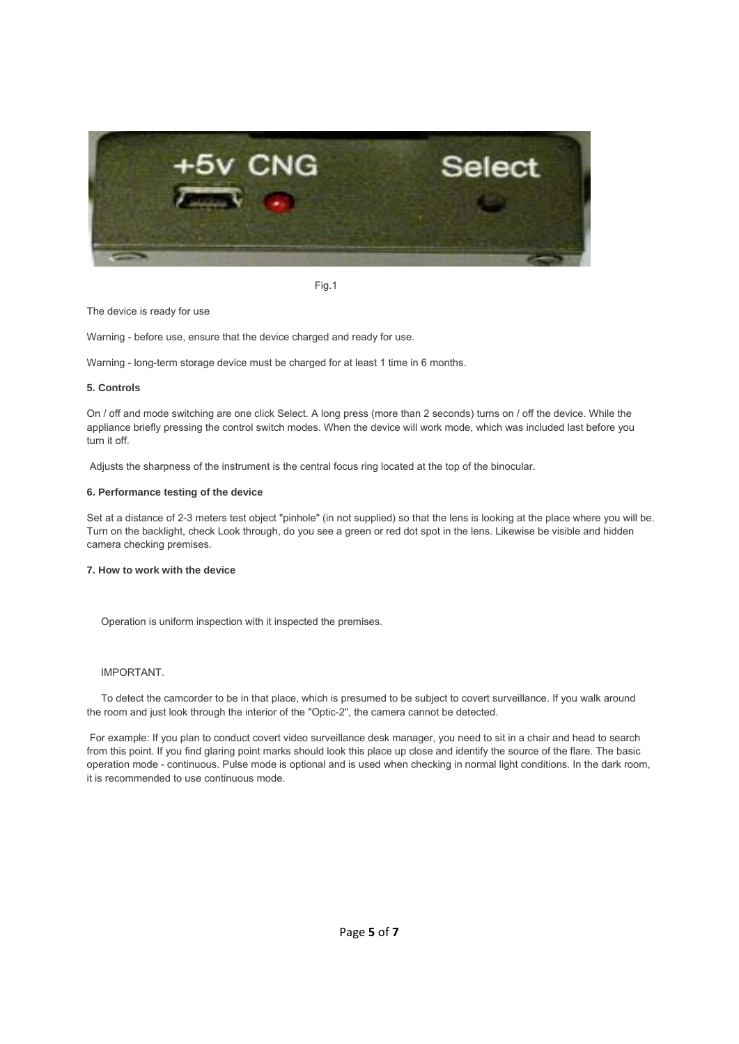Fig.1

The device is ready for use

Warning - before use, ensure that the device charged and ready for use.

Warning - long-term storage device must be charged for at least 1 time in 6 months.

### 5. Controls

On / off and mode switching are one click Select. A long press (more than 2 seconds) turns on / off the device. While the appliance briefly pressing the control switch modes. When the device will work mode, which was included last before you turn it off.

Adjusts the sharpness of the instrument is the central focus ring located at the top of the binocular.

### 6. Performance testing of the device

Set at a distance of 2-3 meters test object "pinhole" (in not supplied) so that the lens is looking at the place where you will be. Turn on the backlight, check Look through, do you see a green or red dot spot in the lens. Likewise be visible and hidden camera checking premises.

### 7. How to work with the device

Operation is uniform inspection with it inspected the premises.

IMPORTANT.

To detect the camcorder to be in that place, which is presumed to be subject to covert surveillance. If you walk around the room and just look through the interior of the "Optic-2", the camera cannot be detected.

For example: If you plan to conduct covert video surveillance desk manager, you need to sit in a chair and head to search from this point. If you find glaring point marks should look this place up close and identify the source of the flare. The basic operation mode - continuous. Pulse mode is optional and is used when checking in normal light conditions. In the dark room, it is recommended to use continuous mode.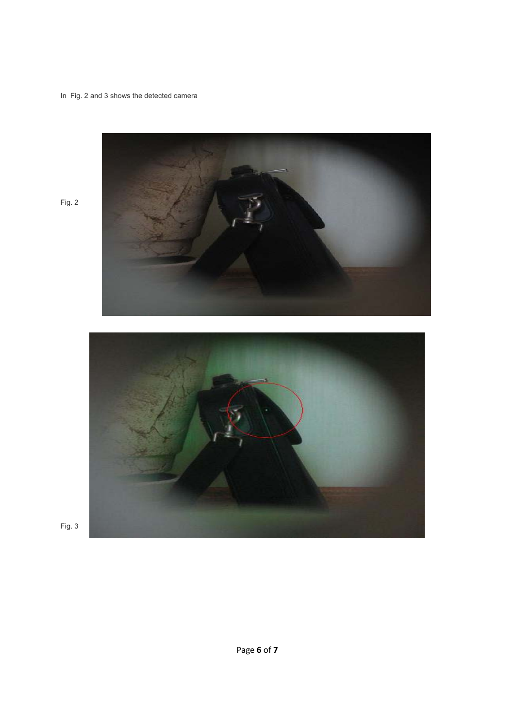In Fig. 2 and 3 shows the detected camera

Fig. 2

Fig. 3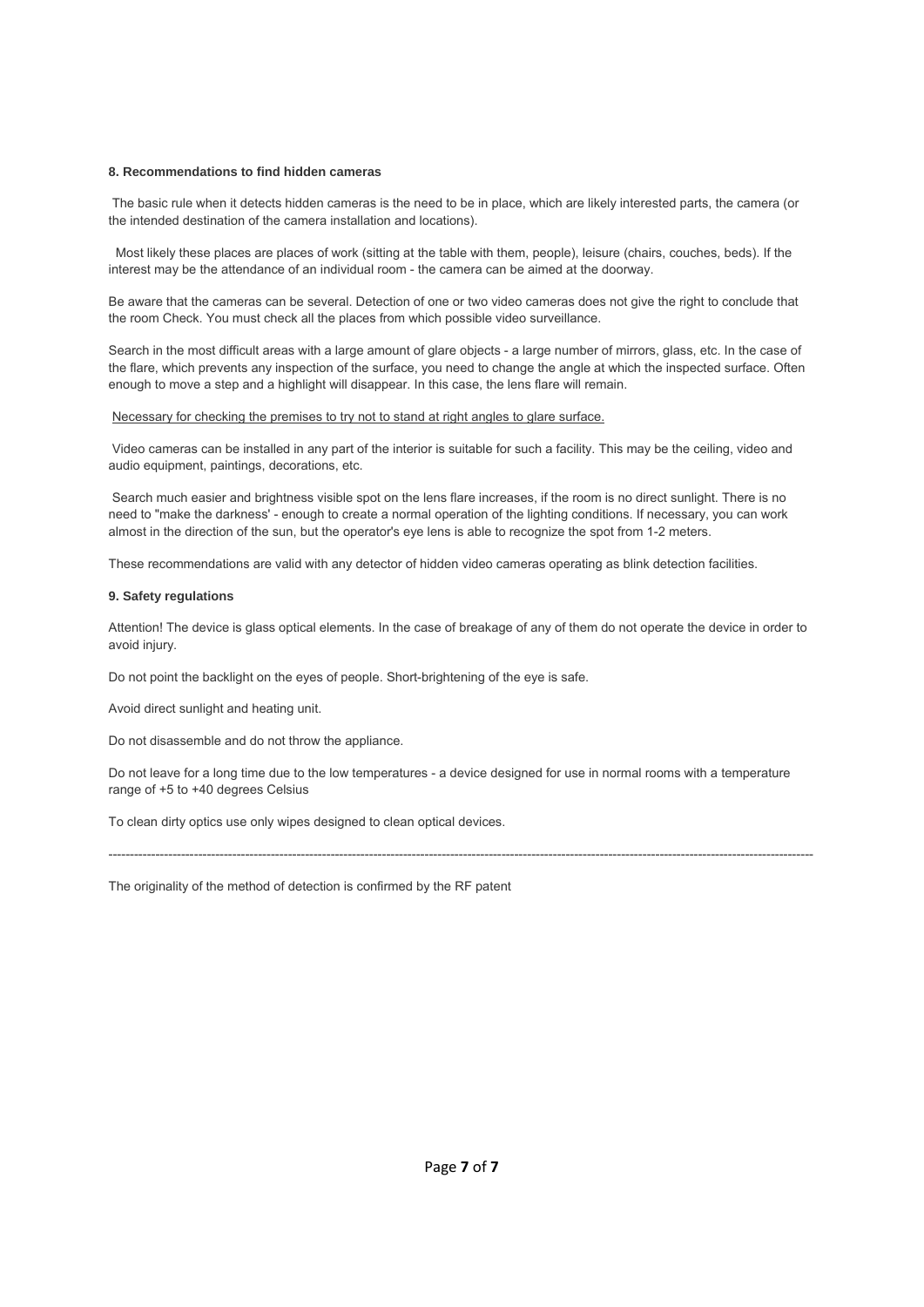### 8. Recommendations to find hidden cameras

The basic rule when it detects hidden cameras is the need to be in place, which are likely interested parts, the camera (or the intended destination of the camera installation and locations).

Most likely these places are places of work (sitting at the table with them, people), leisure (chairs, couches, beds). If the interest may be the attendance of an individual room - the camera can be aimed at the doorway.

Be aware that the cameras can be several. Detection of one or two video cameras does not give the right to conclude that the room Check. You must check all the places from which possible video surveillance.

Search in the most difficult areas with a large amount of glare objects - a large number of mirrors, glass, etc. In the case of the flare, which prevents any inspection of the surface, you need to change the angle at which the inspected surface. Often enough to move a step and a highlight will disappear. In this case, the lens flare will remain.

<u>Necessary for checking the premises to try not to stand at right angles to glare surface.</u>

Video cameras can be installed in any part of the interior is suitable for such a facility. This may be the ceiling, video and audio equipment, paintings, decorations, etc.

Search much easier and brightness visible spot on the lens flare increases, if the room is no direct sunlight. There is no need to "make the darkness' - enough to create a normal operation of the lighting conditions. If necessary, you can work almost in the direction of the sun, but the operator's eye lens is able to recognize the spot from 1-2 meters.

These recommendations are valid with any detector of hidden video cameras operating as blink detection facilities.

### 9. Safety regulations

Attention! The device is glass optical elements. In the case of breakage of any of them do not operate the device in order to avoid injury.

Do not point the backlight on the eyes of people. Short-brightening of the eye is safe.

Avoid direct sunlight and heating unit.

Do not disassemble and do not throw the appliance.

Do not leave for a long time due to the low temperatures - a device designed for use in normal rooms with a temperature range of +5 to +40 degrees Celsius

To clean dirty optics use only wipes designed to clean optical devices.

---

The originality of the method of detection is confirmed by the RF patent